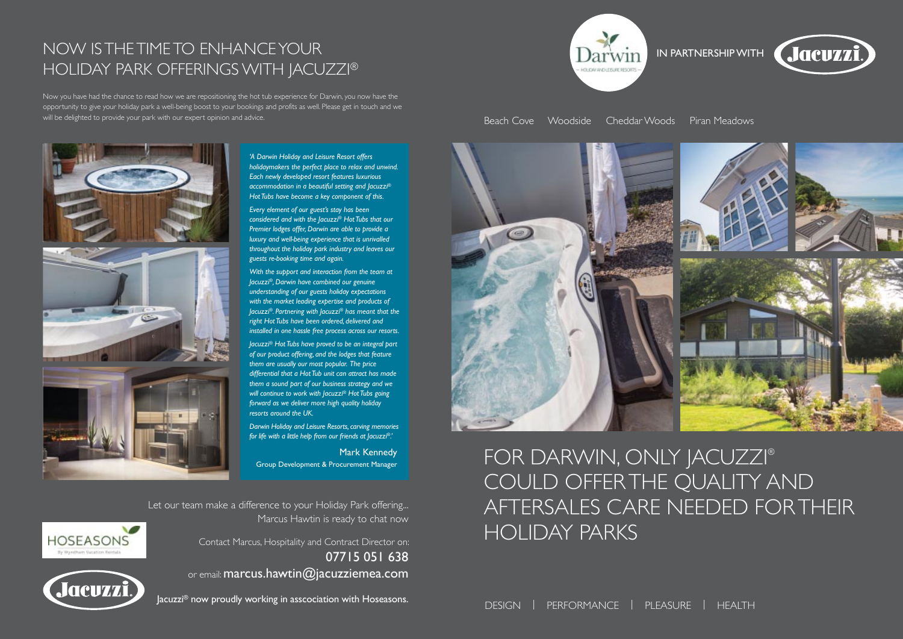# NOW IS THE TIME TO ENHANCE YOUR HOLIDAY PARK OFFERINGS WITH JACUZZI®

Now you have had the chance to read how we are repositioning the hot tub experience for Darwin, you now have the opportunity to give your holiday park a well-being boost to your bookings and profits as well. Please get in touch and we will be delighted to provide your park with our expert opinion and advice.

*'A Darwin Holiday and Leisure Resort offers holidaymakers the perfect place to relax and unwind. Each newly developed resort features luxurious accommodation in a beautiful setting and Jacuzzi® Hot Tubs have become a key component of this.*

*Every element of our guest's stay has been considered and with the Jacuzzi® Hot Tubs that our Premier lodges offer, Darwin are able to provide a luxury and well-being experience that is unrivalled throughout the holiday park industry and leaves our guests re-booking time and again.*

*With the support and interaction from the team at Jacuzzi®, Darwin have combined our genuine understanding of our guests holiday expectations with the market leading expertise and products of Jacuzzi®. Partnering with Jacuzzi® has meant that the right Hot Tubs have been ordered, delivered and installed in one hassle free process across our resorts.*

*Jacuzzi® Hot Tubs have proved to be an integral part of our product offering, and the lodges that feature them are usually our most popular. The price differential that a Hot Tub unit can attract has made them a sound part of our business strategy and we will continue to work with Jacuzzi® Hot Tubs going forward as we deliver more high quality holiday resorts around the UK.*

*Darwin Holiday and Leisure Resorts, carving memories for life with a little help from our friends at Jacuzzi®.'*

Mark Kennedy
Group Development & Procurement Manager

Let our team make a difference to your Holiday Park offering... Marcus Hawtin is ready to chat now

HOSEASONS
By Wyndham Vacation Rentals

Contact Marcus, Hospitality and Contract Director on:
**07715 051 638**
or email: **marcus.hawtin@jacuzziemea.com**

Jacuzzi® now proudly working in asscociation with Hoseasons.

Darwin — HOLIDAY AND LEISURE RESORTS — IN PARTNERSHIP WITH Jacuzzi®

Beach Cove | Woodside | Cheddar Woods | Piran Meadows

# FOR DARWIN, ONLY JACUZZI® COULD OFFER THE QUALITY AND AFTERSALES CARE NEEDED FOR THEIR HOLIDAY PARKS

DESIGN | PERFORMANCE | PLEASURE | HEALTH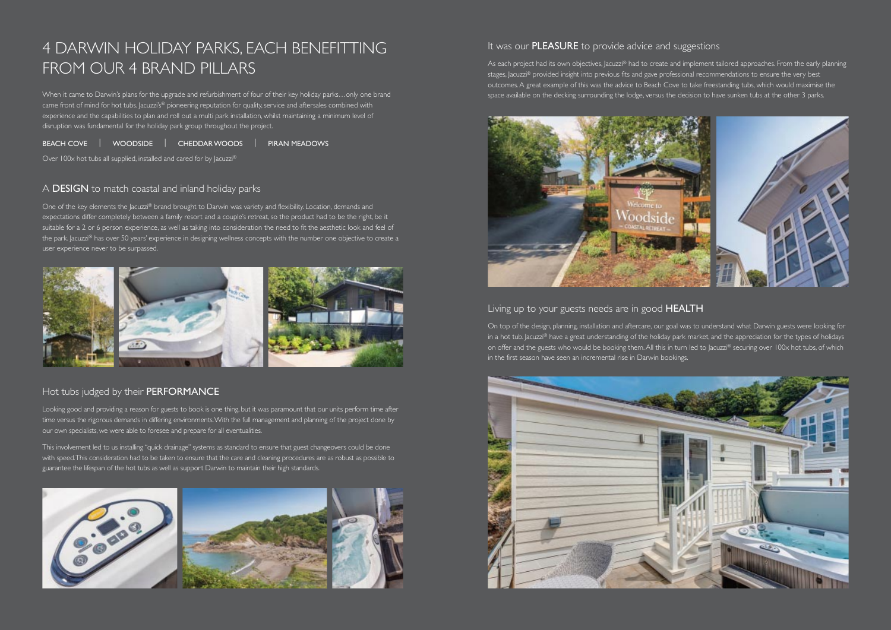# 4 DARWIN HOLIDAY PARKS, EACH BENEFITTING FROM OUR 4 BRAND PILLARS

When it came to Darwin's plans for the upgrade and refurbishment of four of their key holiday parks…only one brand came front of mind for hot tubs. Jacuzzi's® pioneering reputation for quality, service and aftersales combined with experience and the capabilities to plan and roll out a multi park installation, whilst maintaining a minimum level of disruption was fundamental for the holiday park group throughout the project.

BEACH COVE | WOODSIDE | CHEDDAR WOODS | PIRAN MEADOWS

Over 100x hot tubs all supplied, installed and cared for by Jacuzzi®

## A **DESIGN** to match coastal and inland holiday parks

One of the key elements the Jacuzzi® brand brought to Darwin was variety and flexibility. Location, demands and expectations differ completely between a family resort and a couple's retreat, so the product had to be the right, be it suitable for a 2 or 6 person experience, as well as taking into consideration the need to fit the aesthetic look and feel of the park. Jacuzzi® has over 50 years' experience in designing wellness concepts with the number one objective to create a user experience never to be surpassed.

## Hot tubs judged by their **PERFORMANCE**

Looking good and providing a reason for guests to book is one thing, but it was paramount that our units perform time after time versus the rigorous demands in differing environments. With the full management and planning of the project done by our own specialists, we were able to foresee and prepare for all eventualities.

This involvement led to us installing "quick drainage" systems as standard to ensure that guest changeovers could be done with speed. This consideration had to be taken to ensure that the care and cleaning procedures are as robust as possible to guarantee the lifespan of the hot tubs as well as support Darwin to maintain their high standards.

## It was our **PLEASURE** to provide advice and suggestions

As each project had its own objectives, Jacuzzi® had to create and implement tailored approaches. From the early planning stages, Jacuzzi® provided insight into previous fits and gave professional recommendations to ensure the very best outcomes. A great example of this was the advice to Beach Cove to take freestanding tubs, which would maximise the space available on the decking surrounding the lodge, versus the decision to have sunken tubs at the other 3 parks.

## Living up to your guests needs are in good **HEALTH**

On top of the design, planning, installation and aftercare, our goal was to understand what Darwin guests were looking for in a hot tub. Jacuzzi® have a great understanding of the holiday park market, and the appreciation for the types of holidays on offer and the guests who would be booking them. All this in turn led to Jacuzzi® securing over 100x hot tubs, of which in the first season have seen an incremental rise in Darwin bookings.